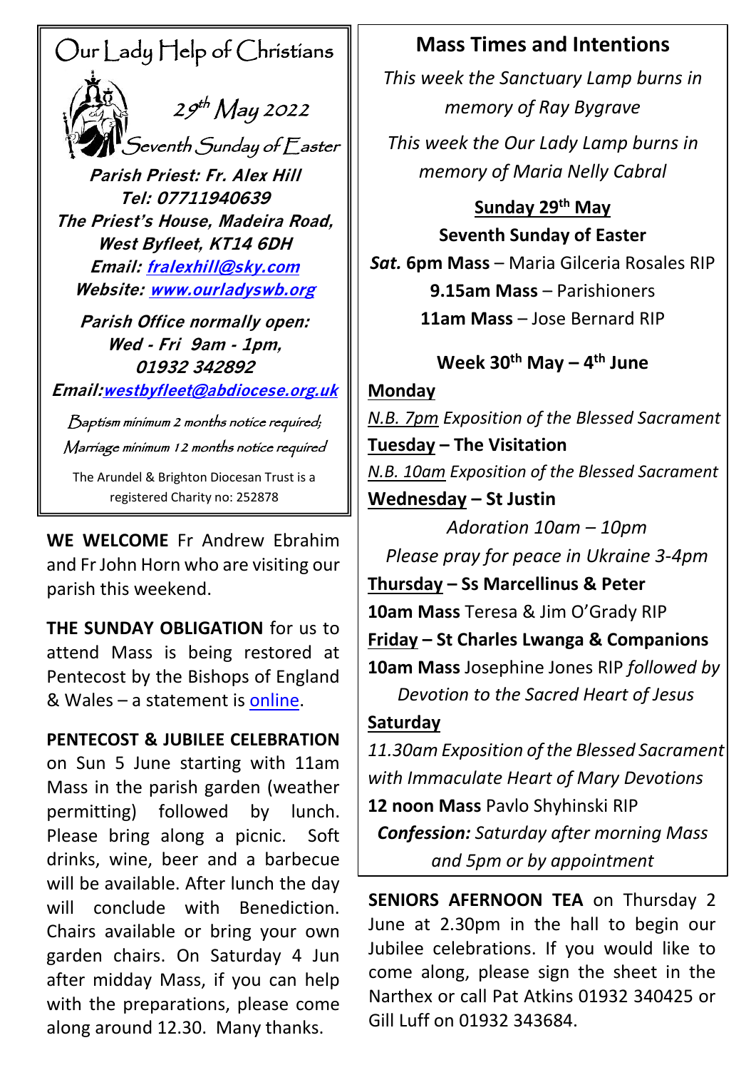# Our Lady Help of Christians

*29th May 2022*

*Seventh Sunday of Easter*

**Parish Priest: Fr. Alex Hill**
**Tel: 07711940639**
**The Priest's House, Madeira Road, West Byfleet, KT14 6DH**
**Email: fralexhill@sky.com**
**Website: www.ourladyswb.org**

**Parish Office normally open:**
**Wed - Fri 9am - 1pm,**
**01932 342892**
**Email: westbyfleet@abdiocese.org.uk**

*Baptism minimum 2 months notice required;*
*Marriage minimum 12 months notice required*

The Arundel & Brighton Diocesan Trust is a registered Charity no: 252878

**WE WELCOME** Fr Andrew Ebrahim and Fr John Horn who are visiting our parish this weekend.

**THE SUNDAY OBLIGATION** for us to attend Mass is being restored at Pentecost by the Bishops of England & Wales – a statement is online.

**PENTECOST & JUBILEE CELEBRATION** on Sun 5 June starting with 11am Mass in the parish garden (weather permitting) followed by lunch. Please bring along a picnic. Soft drinks, wine, beer and a barbecue will be available. After lunch the day will conclude with Benediction. Chairs available or bring your own garden chairs. On Saturday 4 Jun after midday Mass, if you can help with the preparations, please come along around 12.30. Many thanks.

## Mass Times and Intentions

*This week the Sanctuary Lamp burns in memory of Ray Bygrave*

*This week the Our Lady Lamp burns in memory of Maria Nelly Cabral*

**Sunday 29th May**
**Seventh Sunday of Easter**

***Sat.* 6pm Mass** – Maria Gilceria Rosales RIP
**9.15am Mass** – Parishioners
**11am Mass** – Jose Bernard RIP

**Week 30th May – 4th June**

**Monday**
*N.B. 7pm Exposition of the Blessed Sacrament*

**Tuesday – The Visitation**
*N.B. 10am Exposition of the Blessed Sacrament*

**Wednesday – St Justin**
*Adoration 10am – 10pm*
*Please pray for peace in Ukraine 3-4pm*

**Thursday – Ss Marcellinus & Peter**
**10am Mass** Teresa & Jim O'Grady RIP

**Friday – St Charles Lwanga & Companions**
**10am Mass** Josephine Jones RIP *followed by Devotion to the Sacred Heart of Jesus*

**Saturday**
*11.30am Exposition of the Blessed Sacrament with Immaculate Heart of Mary Devotions*
**12 noon Mass** Pavlo Shyhinski RIP

***Confession:*** *Saturday after morning Mass and 5pm or by appointment*

**SENIORS AFERNOON TEA** on Thursday 2 June at 2.30pm in the hall to begin our Jubilee celebrations. If you would like to come along, please sign the sheet in the Narthex or call Pat Atkins 01932 340425 or Gill Luff on 01932 343684.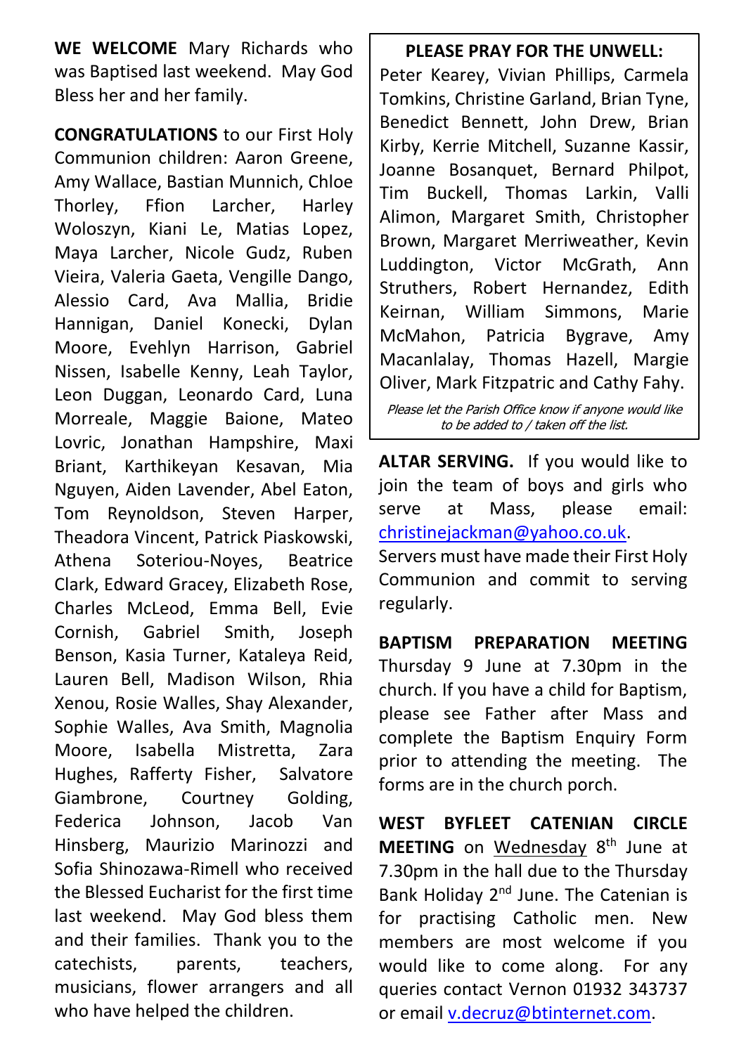**WE WELCOME** Mary Richards who was Baptised last weekend. May God Bless her and her family.

**CONGRATULATIONS** to our First Holy Communion children: Aaron Greene, Amy Wallace, Bastian Munnich, Chloe Thorley, Ffion Larcher, Harley Woloszyn, Kiani Le, Matias Lopez, Maya Larcher, Nicole Gudz, Ruben Vieira, Valeria Gaeta, Vengille Dango, Alessio Card, Ava Mallia, Bridie Hannigan, Daniel Konecki, Dylan Moore, Evehlyn Harrison, Gabriel Nissen, Isabelle Kenny, Leah Taylor, Leon Duggan, Leonardo Card, Luna Morreale, Maggie Baione, Mateo Lovric, Jonathan Hampshire, Maxi Briant, Karthikeyan Kesavan, Mia Nguyen, Aiden Lavender, Abel Eaton, Tom Reynoldson, Steven Harper, Theadora Vincent, Patrick Piaskowski, Athena Soteriou-Noyes, Beatrice Clark, Edward Gracey, Elizabeth Rose, Charles McLeod, Emma Bell, Evie Cornish, Gabriel Smith, Joseph Benson, Kasia Turner, Kataleya Reid, Lauren Bell, Madison Wilson, Rhia Xenou, Rosie Walles, Shay Alexander, Sophie Walles, Ava Smith, Magnolia Moore, Isabella Mistretta, Zara Hughes, Rafferty Fisher, Salvatore Giambrone, Courtney Golding, Federica Johnson, Jacob Van Hinsberg, Maurizio Marinozzi and Sofia Shinozawa-Rimell who received the Blessed Eucharist for the first time last weekend. May God bless them and their families. Thank you to the catechists, parents, teachers, musicians, flower arrangers and all who have helped the children.

**PLEASE PRAY FOR THE UNWELL:**
Peter Kearey, Vivian Phillips, Carmela Tomkins, Christine Garland, Brian Tyne, Benedict Bennett, John Drew, Brian Kirby, Kerrie Mitchell, Suzanne Kassir, Joanne Bosanquet, Bernard Philpot, Tim Buckell, Thomas Larkin, Valli Alimon, Margaret Smith, Christopher Brown, Margaret Merriweather, Kevin Luddington, Victor McGrath, Ann Struthers, Robert Hernandez, Edith Keirnan, William Simmons, Marie McMahon, Patricia Bygrave, Amy Macanlalay, Thomas Hazell, Margie Oliver, Mark Fitzpatric and Cathy Fahy.

*Please let the Parish Office know if anyone would like to be added to / taken off the list.*

**ALTAR SERVING.** If you would like to join the team of boys and girls who serve at Mass, please email: christinejackman@yahoo.co.uk.
Servers must have made their First Holy Communion and commit to serving regularly.

**BAPTISM PREPARATION MEETING** Thursday 9 June at 7.30pm in the church. If you have a child for Baptism, please see Father after Mass and complete the Baptism Enquiry Form prior to attending the meeting. The forms are in the church porch.

**WEST BYFLEET CATENIAN CIRCLE MEETING** on Wednesday 8th June at 7.30pm in the hall due to the Thursday Bank Holiday 2nd June. The Catenian is for practising Catholic men. New members are most welcome if you would like to come along. For any queries contact Vernon 01932 343737 or email v.decruz@btinternet.com.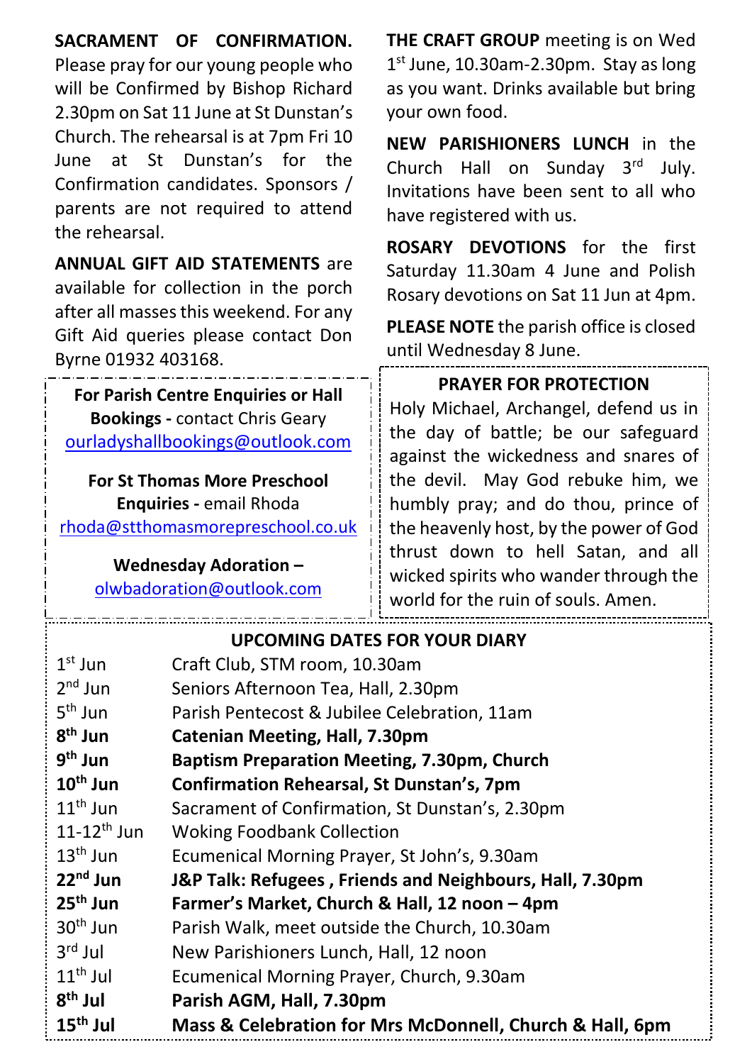**SACRAMENT OF CONFIRMATION.** Please pray for our young people who will be Confirmed by Bishop Richard 2.30pm on Sat 11 June at St Dunstan's Church. The rehearsal is at 7pm Fri 10 June at St Dunstan's for the Confirmation candidates. Sponsors / parents are not required to attend the rehearsal.

**ANNUAL GIFT AID STATEMENTS** are available for collection in the porch after all masses this weekend. For any Gift Aid queries please contact Don Byrne 01932 403168.

**For Parish Centre Enquiries or Hall Bookings -** contact Chris Geary ourladyshallbookings@outlook.com

**For St Thomas More Preschool Enquiries -** email Rhoda rhoda@stthomasmorepreschool.co.uk

**Wednesday Adoration –** olwbadoration@outlook.com

**THE CRAFT GROUP** meeting is on Wed 1st June, 10.30am-2.30pm. Stay as long as you want. Drinks available but bring your own food.

**NEW PARISHIONERS LUNCH** in the Church Hall on Sunday 3rd July. Invitations have been sent to all who have registered with us.

**ROSARY DEVOTIONS** for the first Saturday 11.30am 4 June and Polish Rosary devotions on Sat 11 Jun at 4pm.

**PLEASE NOTE** the parish office is closed until Wednesday 8 June.

**PRAYER FOR PROTECTION**

Holy Michael, Archangel, defend us in the day of battle; be our safeguard against the wickedness and snares of the devil. May God rebuke him, we humbly pray; and do thou, prince of the heavenly host, by the power of God thrust down to hell Satan, and all wicked spirits who wander through the world for the ruin of souls. Amen.

**UPCOMING DATES FOR YOUR DIARY**

| | |
|---|---|
| 1st Jun | Craft Club, STM room, 10.30am |
| 2nd Jun | Seniors Afternoon Tea, Hall, 2.30pm |
| 5th Jun | Parish Pentecost & Jubilee Celebration, 11am |
| **8th Jun** | **Catenian Meeting, Hall, 7.30pm** |
| **9th Jun** | **Baptism Preparation Meeting, 7.30pm, Church** |
| **10th Jun** | **Confirmation Rehearsal, St Dunstan's, 7pm** |
| 11th Jun | Sacrament of Confirmation, St Dunstan's, 2.30pm |
| 11-12th Jun | Woking Foodbank Collection |
| 13th Jun | Ecumenical Morning Prayer, St John's, 9.30am |
| **22nd Jun** | **J&P Talk: Refugees , Friends and Neighbours, Hall, 7.30pm** |
| **25th Jun** | **Farmer's Market, Church & Hall, 12 noon – 4pm** |
| 30th Jun | Parish Walk, meet outside the Church, 10.30am |
| 3rd Jul | New Parishioners Lunch, Hall, 12 noon |
| 11th Jul | Ecumenical Morning Prayer, Church, 9.30am |
| **8th Jul** | **Parish AGM, Hall, 7.30pm** |
| **15th Jul** | **Mass & Celebration for Mrs McDonnell, Church & Hall, 6pm** |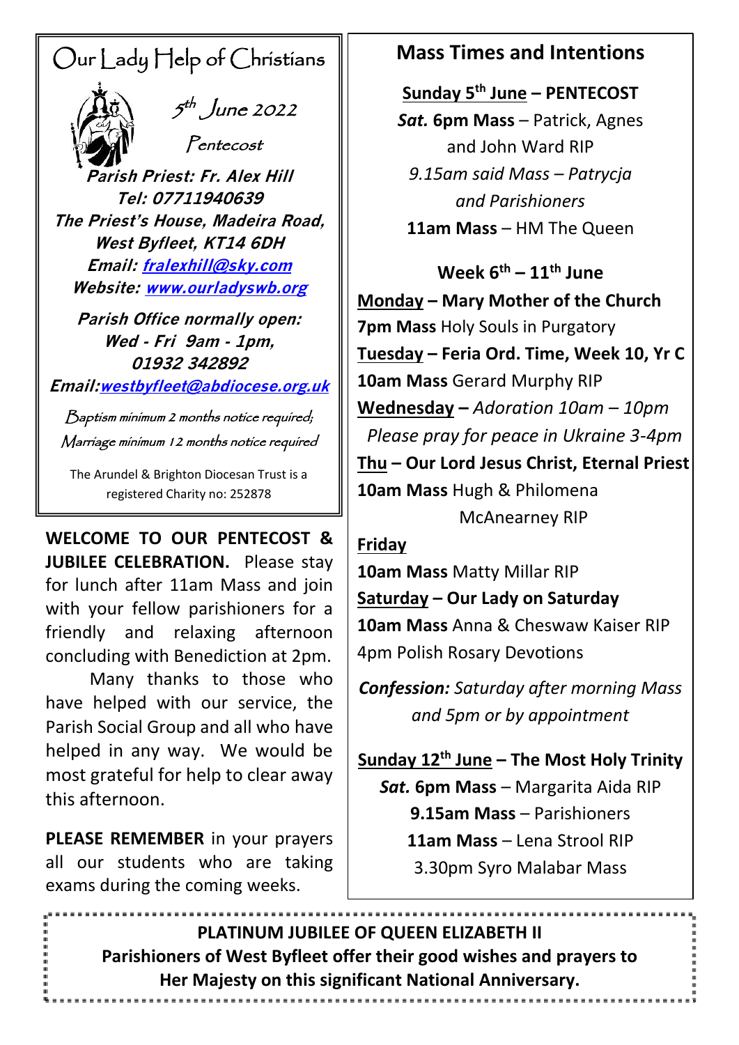# Our Lady Help of Christians

*5th June 2022*

*Pentecost*

**Parish Priest: Fr. Alex Hill**
**Tel: 07711940639**
**The Priest's House, Madeira Road, West Byfleet, KT14 6DH**
**Email: fralexhill@sky.com**
**Website: www.ourladyswb.org**

**Parish Office normally open:**
**Wed - Fri 9am - 1pm,**
**01932 342892**
**Email: westbyfleet@abdiocese.org.uk**

*Baptism minimum 2 months notice required;*
*Marriage minimum 12 months notice required*

The Arundel & Brighton Diocesan Trust is a registered Charity no: 252878

**WELCOME TO OUR PENTECOST & JUBILEE CELEBRATION.** Please stay for lunch after 11am Mass and join with your fellow parishioners for a friendly and relaxing afternoon concluding with Benediction at 2pm.

Many thanks to those who have helped with our service, the Parish Social Group and all who have helped in any way. We would be most grateful for help to clear away this afternoon.

**PLEASE REMEMBER** in your prayers all our students who are taking exams during the coming weeks.

## Mass Times and Intentions

**Sunday 5th June – PENTECOST**

***Sat.* 6pm Mass** – Patrick, Agnes and John Ward RIP

*9.15am said Mass – Patrycja and Parishioners*

**11am Mass** – HM The Queen

**Week 6th – 11th June**

**Monday – Mary Mother of the Church**
**7pm Mass** Holy Souls in Purgatory

**Tuesday – Feria Ord. Time, Week 10, Yr C**
**10am Mass** Gerard Murphy RIP

**Wednesday –** *Adoration 10am – 10pm*
*Please pray for peace in Ukraine 3-4pm*

**Thu – Our Lord Jesus Christ, Eternal Priest**
**10am Mass** Hugh & Philomena McAnearney RIP

**Friday**
**10am Mass** Matty Millar RIP

**Saturday – Our Lady on Saturday**
**10am Mass** Anna & Cheswaw Kaiser RIP
4pm Polish Rosary Devotions

***Confession:*** *Saturday after morning Mass and 5pm or by appointment*

**Sunday 12th June – The Most Holy Trinity**

***Sat.* 6pm Mass** – Margarita Aida RIP

**9.15am Mass** – Parishioners

**11am Mass** – Lena Strool RIP

3.30pm Syro Malabar Mass

**PLATINUM JUBILEE OF QUEEN ELIZABETH II**
**Parishioners of West Byfleet offer their good wishes and prayers to Her Majesty on this significant National Anniversary.**